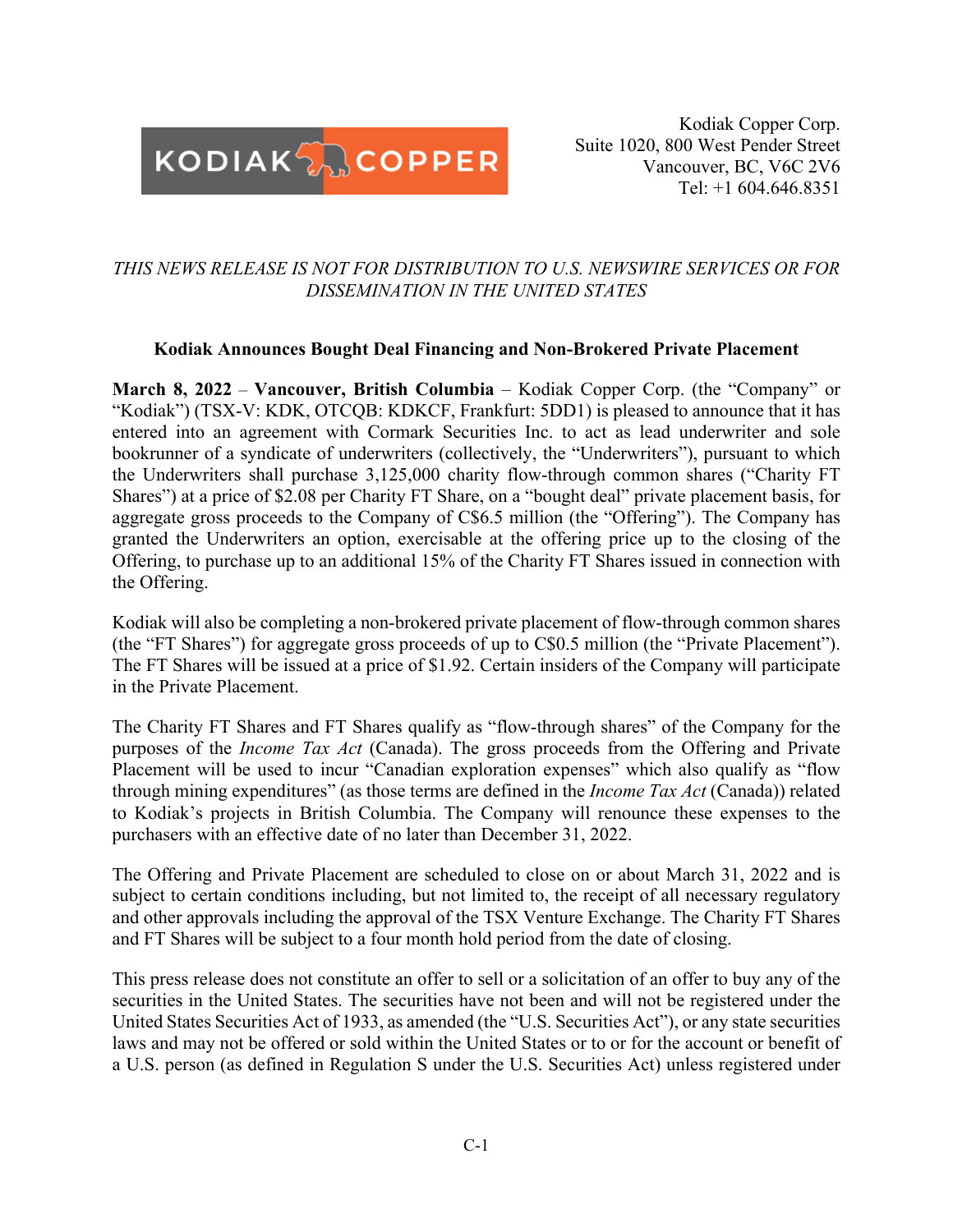Kodiak Copper Corp.
Suite 1020, 800 West Pender Street
Vancouver, BC, V6C 2V6
Tel: +1 604.646.8351

*THIS NEWS RELEASE IS NOT FOR DISTRIBUTION TO U.S. NEWSWIRE SERVICES OR FOR DISSEMINATION IN THE UNITED STATES*

**Kodiak Announces Bought Deal Financing and Non-Brokered Private Placement**

**March 8, 2022** – **Vancouver, British Columbia** – Kodiak Copper Corp. (the "Company" or "Kodiak") (TSX-V: KDK, OTCQB: KDKCF, Frankfurt: 5DD1) is pleased to announce that it has entered into an agreement with Cormark Securities Inc. to act as lead underwriter and sole bookrunner of a syndicate of underwriters (collectively, the "Underwriters"), pursuant to which the Underwriters shall purchase 3,125,000 charity flow-through common shares ("Charity FT Shares") at a price of $2.08 per Charity FT Share, on a "bought deal" private placement basis, for aggregate gross proceeds to the Company of C$6.5 million (the "Offering"). The Company has granted the Underwriters an option, exercisable at the offering price up to the closing of the Offering, to purchase up to an additional 15% of the Charity FT Shares issued in connection with the Offering.

Kodiak will also be completing a non-brokered private placement of flow-through common shares (the "FT Shares") for aggregate gross proceeds of up to C$0.5 million (the "Private Placement"). The FT Shares will be issued at a price of $1.92. Certain insiders of the Company will participate in the Private Placement.

The Charity FT Shares and FT Shares qualify as "flow-through shares" of the Company for the purposes of the *Income Tax Act* (Canada). The gross proceeds from the Offering and Private Placement will be used to incur "Canadian exploration expenses" which also qualify as "flow through mining expenditures" (as those terms are defined in the *Income Tax Act* (Canada)) related to Kodiak's projects in British Columbia. The Company will renounce these expenses to the purchasers with an effective date of no later than December 31, 2022.

The Offering and Private Placement are scheduled to close on or about March 31, 2022 and is subject to certain conditions including, but not limited to, the receipt of all necessary regulatory and other approvals including the approval of the TSX Venture Exchange. The Charity FT Shares and FT Shares will be subject to a four month hold period from the date of closing.

This press release does not constitute an offer to sell or a solicitation of an offer to buy any of the securities in the United States. The securities have not been and will not be registered under the United States Securities Act of 1933, as amended (the "U.S. Securities Act"), or any state securities laws and may not be offered or sold within the United States or to or for the account or benefit of a U.S. person (as defined in Regulation S under the U.S. Securities Act) unless registered under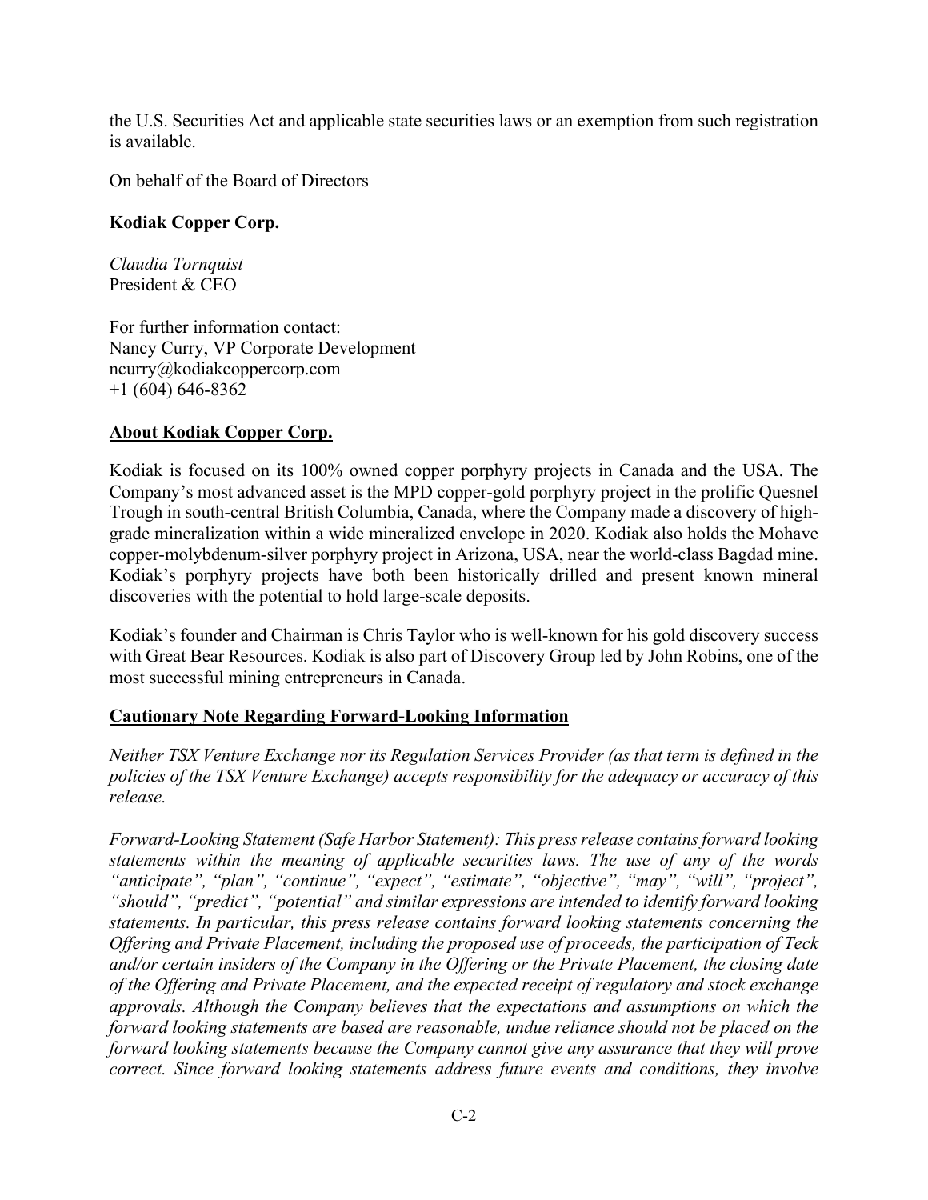the U.S. Securities Act and applicable state securities laws or an exemption from such registration is available.

On behalf of the Board of Directors

**Kodiak Copper Corp.**

*Claudia Tornquist*
President & CEO

For further information contact:
Nancy Curry, VP Corporate Development
ncurry@kodiakcoppercorp.com
+1 (604) 646-8362

## About Kodiak Copper Corp.

Kodiak is focused on its 100% owned copper porphyry projects in Canada and the USA. The Company's most advanced asset is the MPD copper-gold porphyry project in the prolific Quesnel Trough in south-central British Columbia, Canada, where the Company made a discovery of high-grade mineralization within a wide mineralized envelope in 2020. Kodiak also holds the Mohave copper-molybdenum-silver porphyry project in Arizona, USA, near the world-class Bagdad mine. Kodiak's porphyry projects have both been historically drilled and present known mineral discoveries with the potential to hold large-scale deposits.

Kodiak's founder and Chairman is Chris Taylor who is well-known for his gold discovery success with Great Bear Resources. Kodiak is also part of Discovery Group led by John Robins, one of the most successful mining entrepreneurs in Canada.

## Cautionary Note Regarding Forward-Looking Information

*Neither TSX Venture Exchange nor its Regulation Services Provider (as that term is defined in the policies of the TSX Venture Exchange) accepts responsibility for the adequacy or accuracy of this release.*

*Forward-Looking Statement (Safe Harbor Statement): This press release contains forward looking statements within the meaning of applicable securities laws. The use of any of the words "anticipate", "plan", "continue", "expect", "estimate", "objective", "may", "will", "project", "should", "predict", "potential" and similar expressions are intended to identify forward looking statements. In particular, this press release contains forward looking statements concerning the Offering and Private Placement, including the proposed use of proceeds, the participation of Teck and/or certain insiders of the Company in the Offering or the Private Placement, the closing date of the Offering and Private Placement, and the expected receipt of regulatory and stock exchange approvals. Although the Company believes that the expectations and assumptions on which the forward looking statements are based are reasonable, undue reliance should not be placed on the forward looking statements because the Company cannot give any assurance that they will prove correct. Since forward looking statements address future events and conditions, they involve*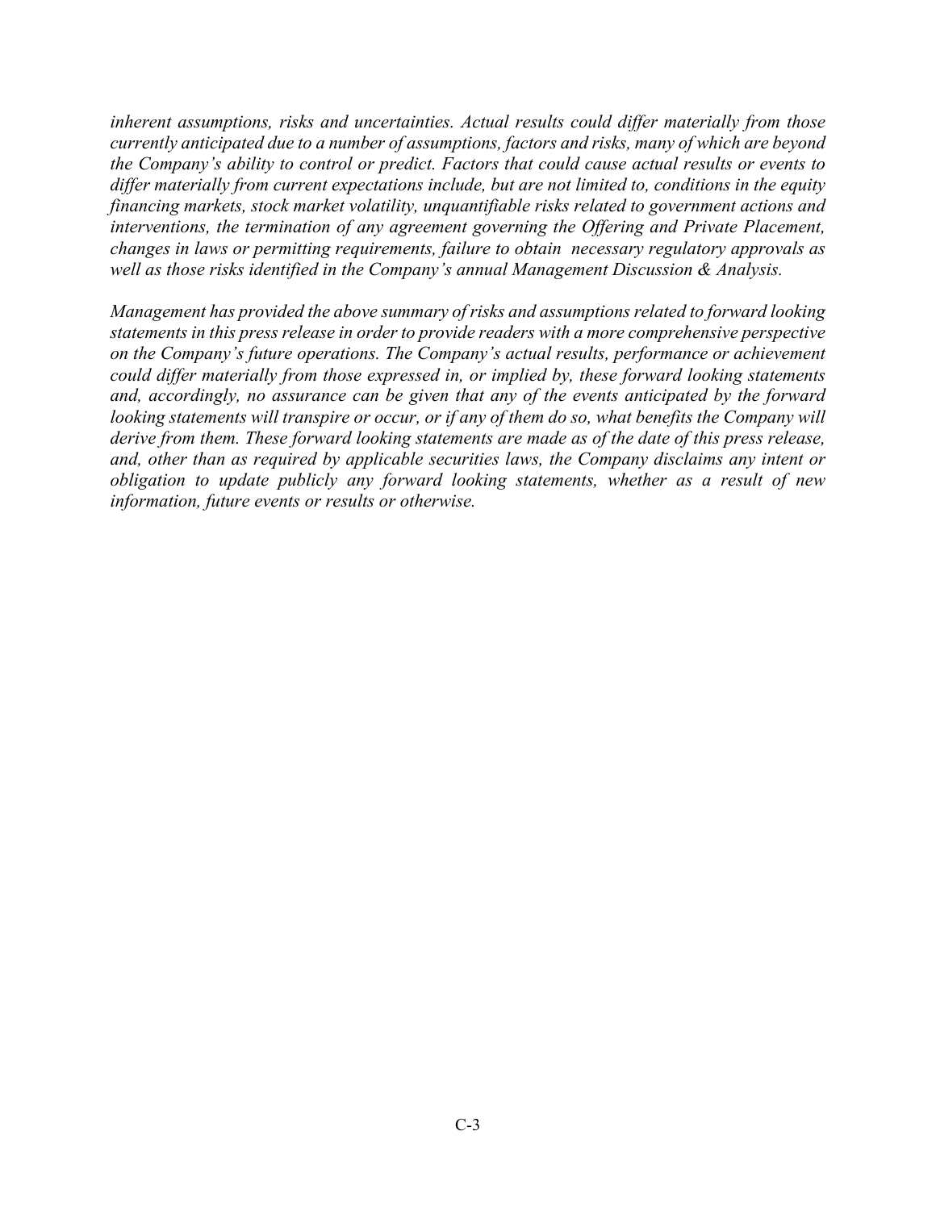*inherent assumptions, risks and uncertainties. Actual results could differ materially from those currently anticipated due to a number of assumptions, factors and risks, many of which are beyond the Company's ability to control or predict. Factors that could cause actual results or events to differ materially from current expectations include, but are not limited to, conditions in the equity financing markets, stock market volatility, unquantifiable risks related to government actions and interventions, the termination of any agreement governing the Offering and Private Placement, changes in laws or permitting requirements, failure to obtain necessary regulatory approvals as well as those risks identified in the Company's annual Management Discussion & Analysis.*

*Management has provided the above summary of risks and assumptions related to forward looking statements in this press release in order to provide readers with a more comprehensive perspective on the Company's future operations. The Company's actual results, performance or achievement could differ materially from those expressed in, or implied by, these forward looking statements and, accordingly, no assurance can be given that any of the events anticipated by the forward looking statements will transpire or occur, or if any of them do so, what benefits the Company will derive from them. These forward looking statements are made as of the date of this press release, and, other than as required by applicable securities laws, the Company disclaims any intent or obligation to update publicly any forward looking statements, whether as a result of new information, future events or results or otherwise.*